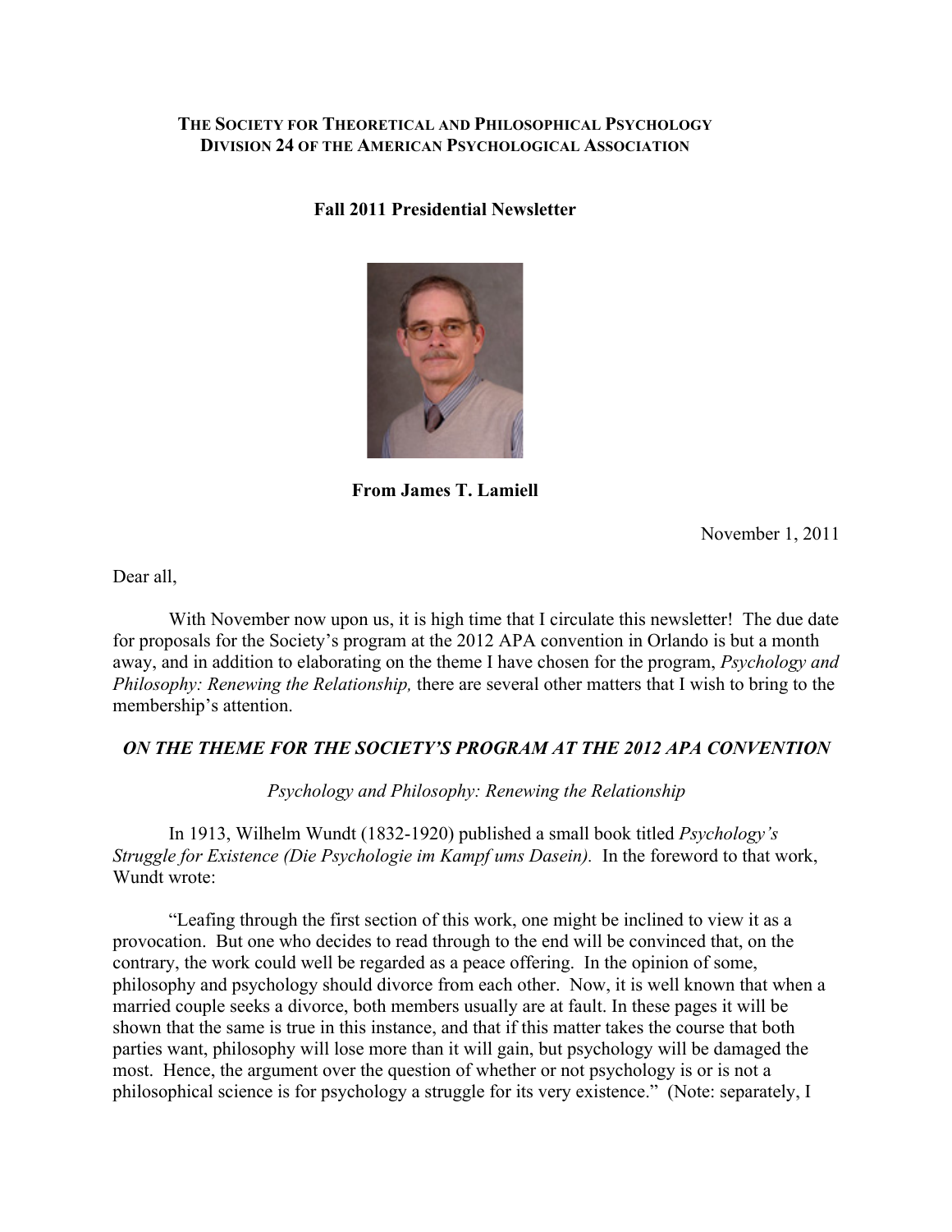**THE SOCIETY FOR THEORETICAL AND PHILOSOPHICAL PSYCHOLOGY**
**DIVISION 24 OF THE AMERICAN PSYCHOLOGICAL ASSOCIATION**

# Fall 2011 Presidential Newsletter

**From James T. Lamiell**

November 1, 2011

Dear all,

With November now upon us, it is high time that I circulate this newsletter! The due date for proposals for the Society's program at the 2012 APA convention in Orlando is but a month away, and in addition to elaborating on the theme I have chosen for the program, *Psychology and Philosophy: Renewing the Relationship,* there are several other matters that I wish to bring to the membership's attention.

## *ON THE THEME FOR THE SOCIETY'S PROGRAM AT THE 2012 APA CONVENTION*

*Psychology and Philosophy: Renewing the Relationship*

In 1913, Wilhelm Wundt (1832-1920) published a small book titled *Psychology's Struggle for Existence (Die Psychologie im Kampf ums Dasein).* In the foreword to that work, Wundt wrote:

"Leafing through the first section of this work, one might be inclined to view it as a provocation. But one who decides to read through to the end will be convinced that, on the contrary, the work could well be regarded as a peace offering. In the opinion of some, philosophy and psychology should divorce from each other. Now, it is well known that when a married couple seeks a divorce, both members usually are at fault. In these pages it will be shown that the same is true in this instance, and that if this matter takes the course that both parties want, philosophy will lose more than it will gain, but psychology will be damaged the most. Hence, the argument over the question of whether or not psychology is or is not a philosophical science is for psychology a struggle for its very existence." (Note: separately, I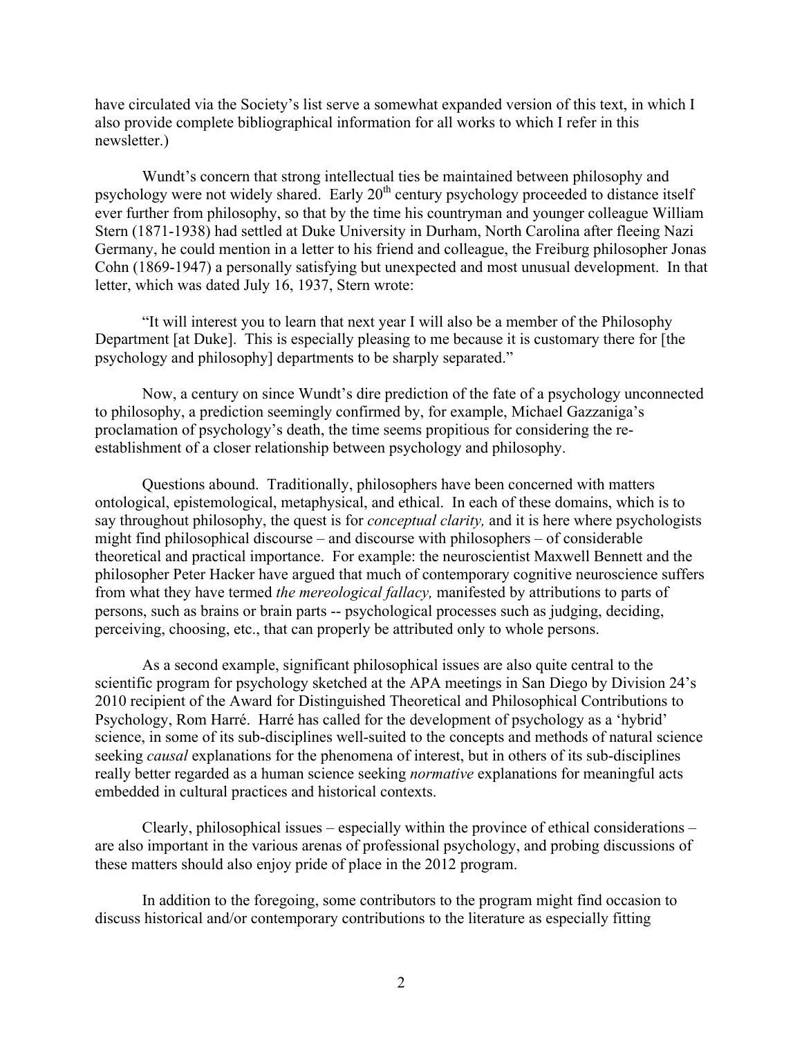have circulated via the Society's list serve a somewhat expanded version of this text, in which I also provide complete bibliographical information for all works to which I refer in this newsletter.)

Wundt's concern that strong intellectual ties be maintained between philosophy and psychology were not widely shared. Early 20th century psychology proceeded to distance itself ever further from philosophy, so that by the time his countryman and younger colleague William Stern (1871-1938) had settled at Duke University in Durham, North Carolina after fleeing Nazi Germany, he could mention in a letter to his friend and colleague, the Freiburg philosopher Jonas Cohn (1869-1947) a personally satisfying but unexpected and most unusual development. In that letter, which was dated July 16, 1937, Stern wrote:

"It will interest you to learn that next year I will also be a member of the Philosophy Department [at Duke]. This is especially pleasing to me because it is customary there for [the psychology and philosophy] departments to be sharply separated."

Now, a century on since Wundt's dire prediction of the fate of a psychology unconnected to philosophy, a prediction seemingly confirmed by, for example, Michael Gazzaniga's proclamation of psychology's death, the time seems propitious for considering the re-establishment of a closer relationship between psychology and philosophy.

Questions abound. Traditionally, philosophers have been concerned with matters ontological, epistemological, metaphysical, and ethical. In each of these domains, which is to say throughout philosophy, the quest is for *conceptual clarity,* and it is here where psychologists might find philosophical discourse – and discourse with philosophers – of considerable theoretical and practical importance. For example: the neuroscientist Maxwell Bennett and the philosopher Peter Hacker have argued that much of contemporary cognitive neuroscience suffers from what they have termed *the mereological fallacy,* manifested by attributions to parts of persons, such as brains or brain parts -- psychological processes such as judging, deciding, perceiving, choosing, etc., that can properly be attributed only to whole persons.

As a second example, significant philosophical issues are also quite central to the scientific program for psychology sketched at the APA meetings in San Diego by Division 24's 2010 recipient of the Award for Distinguished Theoretical and Philosophical Contributions to Psychology, Rom Harré. Harré has called for the development of psychology as a 'hybrid' science, in some of its sub-disciplines well-suited to the concepts and methods of natural science seeking *causal* explanations for the phenomena of interest, but in others of its sub-disciplines really better regarded as a human science seeking *normative* explanations for meaningful acts embedded in cultural practices and historical contexts.

Clearly, philosophical issues – especially within the province of ethical considerations – are also important in the various arenas of professional psychology, and probing discussions of these matters should also enjoy pride of place in the 2012 program.

In addition to the foregoing, some contributors to the program might find occasion to discuss historical and/or contemporary contributions to the literature as especially fitting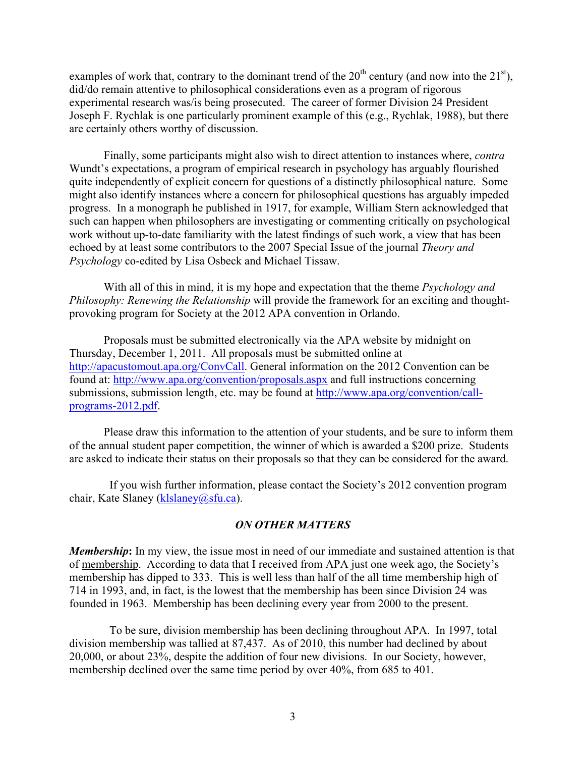examples of work that, contrary to the dominant trend of the 20th century (and now into the 21st), did/do remain attentive to philosophical considerations even as a program of rigorous experimental research was/is being prosecuted. The career of former Division 24 President Joseph F. Rychlak is one particularly prominent example of this (e.g., Rychlak, 1988), but there are certainly others worthy of discussion.

Finally, some participants might also wish to direct attention to instances where, *contra* Wundt's expectations, a program of empirical research in psychology has arguably flourished quite independently of explicit concern for questions of a distinctly philosophical nature. Some might also identify instances where a concern for philosophical questions has arguably impeded progress. In a monograph he published in 1917, for example, William Stern acknowledged that such can happen when philosophers are investigating or commenting critically on psychological work without up-to-date familiarity with the latest findings of such work, a view that has been echoed by at least some contributors to the 2007 Special Issue of the journal *Theory and Psychology* co-edited by Lisa Osbeck and Michael Tissaw.

With all of this in mind, it is my hope and expectation that the theme *Psychology and Philosophy: Renewing the Relationship* will provide the framework for an exciting and thought-provoking program for Society at the 2012 APA convention in Orlando.

Proposals must be submitted electronically via the APA website by midnight on Thursday, December 1, 2011. All proposals must be submitted online at http://apacustomout.apa.org/ConvCall. General information on the 2012 Convention can be found at: http://www.apa.org/convention/proposals.aspx and full instructions concerning submissions, submission length, etc. may be found at http://www.apa.org/convention/call-programs-2012.pdf.

Please draw this information to the attention of your students, and be sure to inform them of the annual student paper competition, the winner of which is awarded a $200 prize. Students are asked to indicate their status on their proposals so that they can be considered for the award.

If you wish further information, please contact the Society's 2012 convention program chair, Kate Slaney (klslaney@sfu.ca).

### *ON OTHER MATTERS*

***Membership*:** In my view, the issue most in need of our immediate and sustained attention is that of membership. According to data that I received from APA just one week ago, the Society's membership has dipped to 333. This is well less than half of the all time membership high of 714 in 1993, and, in fact, is the lowest that the membership has been since Division 24 was founded in 1963. Membership has been declining every year from 2000 to the present.

To be sure, division membership has been declining throughout APA. In 1997, total division membership was tallied at 87,437. As of 2010, this number had declined by about 20,000, or about 23%, despite the addition of four new divisions. In our Society, however, membership declined over the same time period by over 40%, from 685 to 401.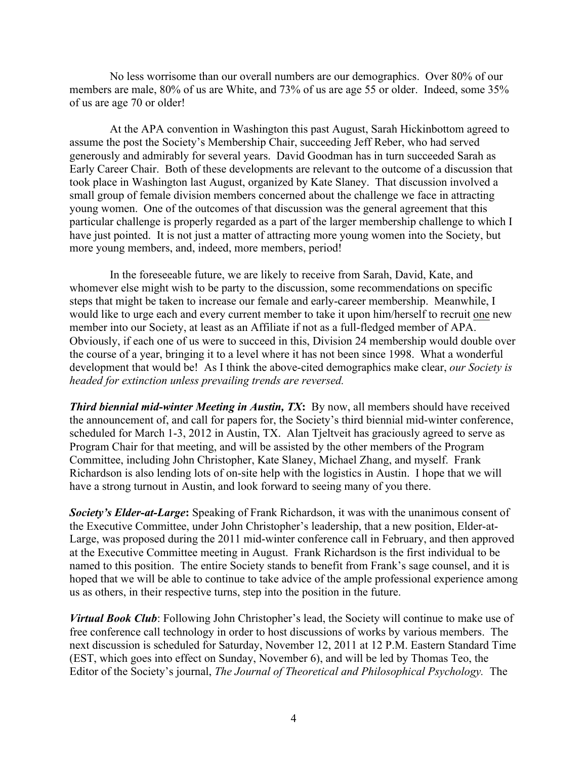No less worrisome than our overall numbers are our demographics. Over 80% of our members are male, 80% of us are White, and 73% of us are age 55 or older. Indeed, some 35% of us are age 70 or older!

At the APA convention in Washington this past August, Sarah Hickinbottom agreed to assume the post the Society's Membership Chair, succeeding Jeff Reber, who had served generously and admirably for several years. David Goodman has in turn succeeded Sarah as Early Career Chair. Both of these developments are relevant to the outcome of a discussion that took place in Washington last August, organized by Kate Slaney. That discussion involved a small group of female division members concerned about the challenge we face in attracting young women. One of the outcomes of that discussion was the general agreement that this particular challenge is properly regarded as a part of the larger membership challenge to which I have just pointed. It is not just a matter of attracting more young women into the Society, but more young members, and, indeed, more members, period!

In the foreseeable future, we are likely to receive from Sarah, David, Kate, and whomever else might wish to be party to the discussion, some recommendations on specific steps that might be taken to increase our female and early-career membership. Meanwhile, I would like to urge each and every current member to take it upon him/herself to recruit <u>one</u> new member into our Society, at least as an Affiliate if not as a full-fledged member of APA. Obviously, if each one of us were to succeed in this, Division 24 membership would double over the course of a year, bringing it to a level where it has not been since 1998. What a wonderful development that would be! As I think the above-cited demographics make clear, *our Society is headed for extinction unless prevailing trends are reversed.*

***Third biennial mid-winter Meeting in Austin, TX*:** By now, all members should have received the announcement of, and call for papers for, the Society's third biennial mid-winter conference, scheduled for March 1-3, 2012 in Austin, TX. Alan Tjeltveit has graciously agreed to serve as Program Chair for that meeting, and will be assisted by the other members of the Program Committee, including John Christopher, Kate Slaney, Michael Zhang, and myself. Frank Richardson is also lending lots of on-site help with the logistics in Austin. I hope that we will have a strong turnout in Austin, and look forward to seeing many of you there.

***Society's Elder-at-Large*:** Speaking of Frank Richardson, it was with the unanimous consent of the Executive Committee, under John Christopher's leadership, that a new position, Elder-at-Large, was proposed during the 2011 mid-winter conference call in February, and then approved at the Executive Committee meeting in August. Frank Richardson is the first individual to be named to this position. The entire Society stands to benefit from Frank's sage counsel, and it is hoped that we will be able to continue to take advice of the ample professional experience among us as others, in their respective turns, step into the position in the future.

***Virtual Book Club***: Following John Christopher's lead, the Society will continue to make use of free conference call technology in order to host discussions of works by various members. The next discussion is scheduled for Saturday, November 12, 2011 at 12 P.M. Eastern Standard Time (EST, which goes into effect on Sunday, November 6), and will be led by Thomas Teo, the Editor of the Society's journal, *The Journal of Theoretical and Philosophical Psychology.* The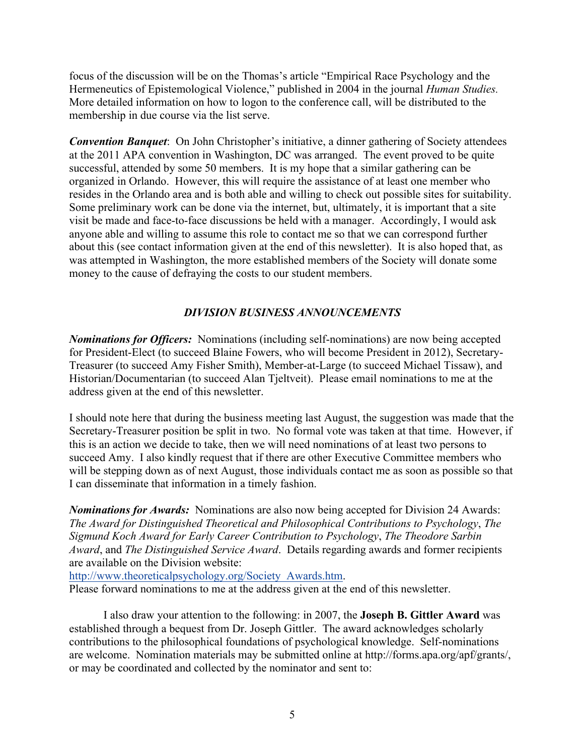focus of the discussion will be on the Thomas's article "Empirical Race Psychology and the Hermeneutics of Epistemological Violence," published in 2004 in the journal *Human Studies.* More detailed information on how to logon to the conference call, will be distributed to the membership in due course via the list serve.

***Convention Banquet***: On John Christopher's initiative, a dinner gathering of Society attendees at the 2011 APA convention in Washington, DC was arranged. The event proved to be quite successful, attended by some 50 members. It is my hope that a similar gathering can be organized in Orlando. However, this will require the assistance of at least one member who resides in the Orlando area and is both able and willing to check out possible sites for suitability. Some preliminary work can be done via the internet, but, ultimately, it is important that a site visit be made and face-to-face discussions be held with a manager. Accordingly, I would ask anyone able and willing to assume this role to contact me so that we can correspond further about this (see contact information given at the end of this newsletter). It is also hoped that, as was attempted in Washington, the more established members of the Society will donate some money to the cause of defraying the costs to our student members.

## *DIVISION BUSINESS ANNOUNCEMENTS*

***Nominations for Officers:*** Nominations (including self-nominations) are now being accepted for President-Elect (to succeed Blaine Fowers, who will become President in 2012), Secretary-Treasurer (to succeed Amy Fisher Smith), Member-at-Large (to succeed Michael Tissaw), and Historian/Documentarian (to succeed Alan Tjeltveit). Please email nominations to me at the address given at the end of this newsletter.

I should note here that during the business meeting last August, the suggestion was made that the Secretary-Treasurer position be split in two. No formal vote was taken at that time. However, if this is an action we decide to take, then we will need nominations of at least two persons to succeed Amy. I also kindly request that if there are other Executive Committee members who will be stepping down as of next August, those individuals contact me as soon as possible so that I can disseminate that information in a timely fashion.

***Nominations for Awards:*** Nominations are also now being accepted for Division 24 Awards: *The Award for Distinguished Theoretical and Philosophical Contributions to Psychology*, *The Sigmund Koch Award for Early Career Contribution to Psychology*, *The Theodore Sarbin Award*, and *The Distinguished Service Award*. Details regarding awards and former recipients are available on the Division website:
http://www.theoreticalpsychology.org/Society_Awards.htm.
Please forward nominations to me at the address given at the end of this newsletter.

I also draw your attention to the following: in 2007, the **Joseph B. Gittler Award** was established through a bequest from Dr. Joseph Gittler. The award acknowledges scholarly contributions to the philosophical foundations of psychological knowledge. Self-nominations are welcome. Nomination materials may be submitted online at http://forms.apa.org/apf/grants/, or may be coordinated and collected by the nominator and sent to: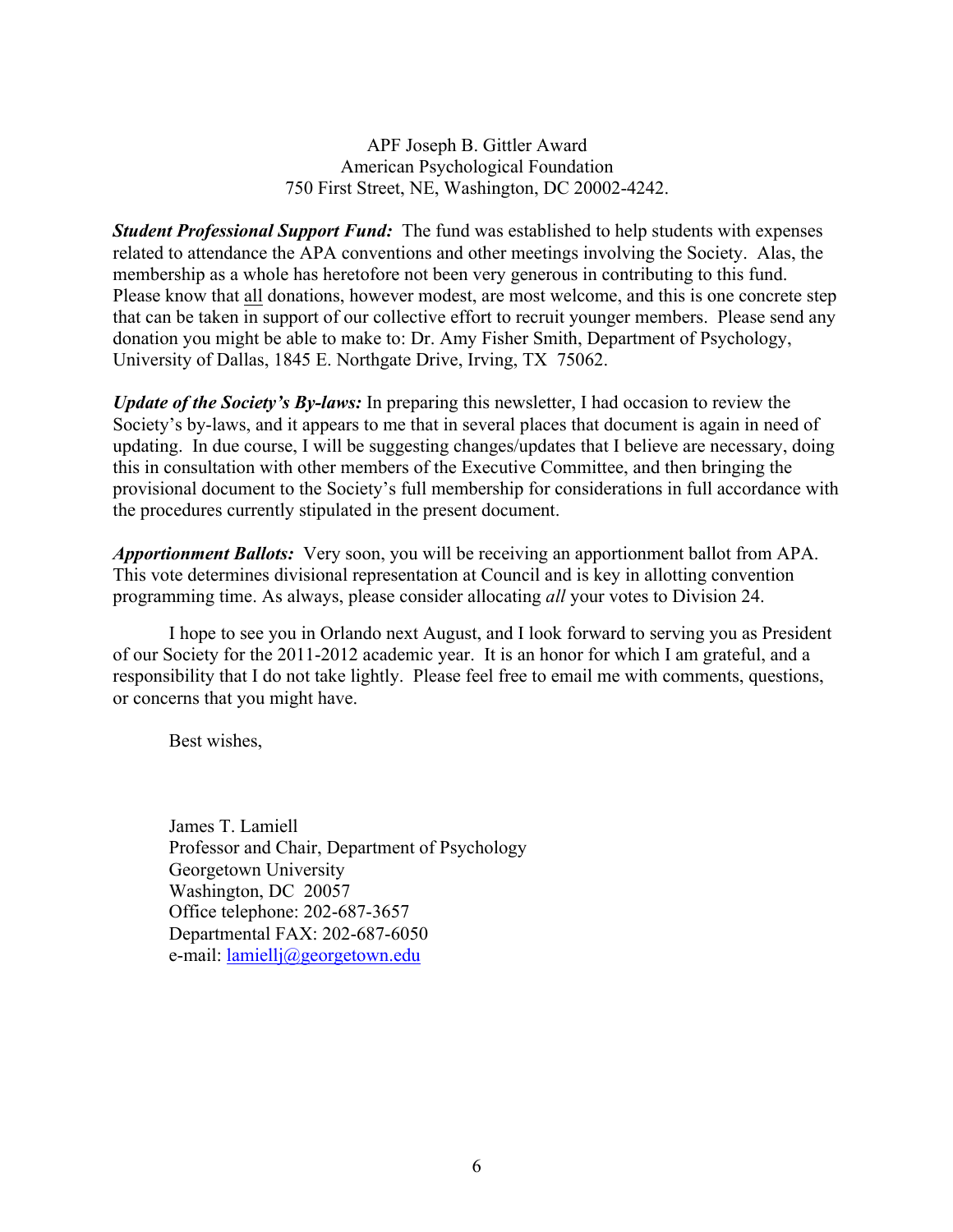APF Joseph B. Gittler Award
American Psychological Foundation
750 First Street, NE, Washington, DC 20002-4242.

***Student Professional Support Fund:*** The fund was established to help students with expenses related to attendance the APA conventions and other meetings involving the Society. Alas, the membership as a whole has heretofore not been very generous in contributing to this fund. Please know that <u>all</u> donations, however modest, are most welcome, and this is one concrete step that can be taken in support of our collective effort to recruit younger members. Please send any donation you might be able to make to: Dr. Amy Fisher Smith, Department of Psychology, University of Dallas, 1845 E. Northgate Drive, Irving, TX 75062.

***Update of the Society's By-laws:*** In preparing this newsletter, I had occasion to review the Society's by-laws, and it appears to me that in several places that document is again in need of updating. In due course, I will be suggesting changes/updates that I believe are necessary, doing this in consultation with other members of the Executive Committee, and then bringing the provisional document to the Society's full membership for considerations in full accordance with the procedures currently stipulated in the present document.

***Apportionment Ballots:*** Very soon, you will be receiving an apportionment ballot from APA. This vote determines divisional representation at Council and is key in allotting convention programming time. As always, please consider allocating *all* your votes to Division 24.

I hope to see you in Orlando next August, and I look forward to serving you as President of our Society for the 2011-2012 academic year. It is an honor for which I am grateful, and a responsibility that I do not take lightly. Please feel free to email me with comments, questions, or concerns that you might have.

Best wishes,

James T. Lamiell
Professor and Chair, Department of Psychology
Georgetown University
Washington, DC 20057
Office telephone: 202-687-3657
Departmental FAX: 202-687-6050
e-mail: lamiellj@georgetown.edu